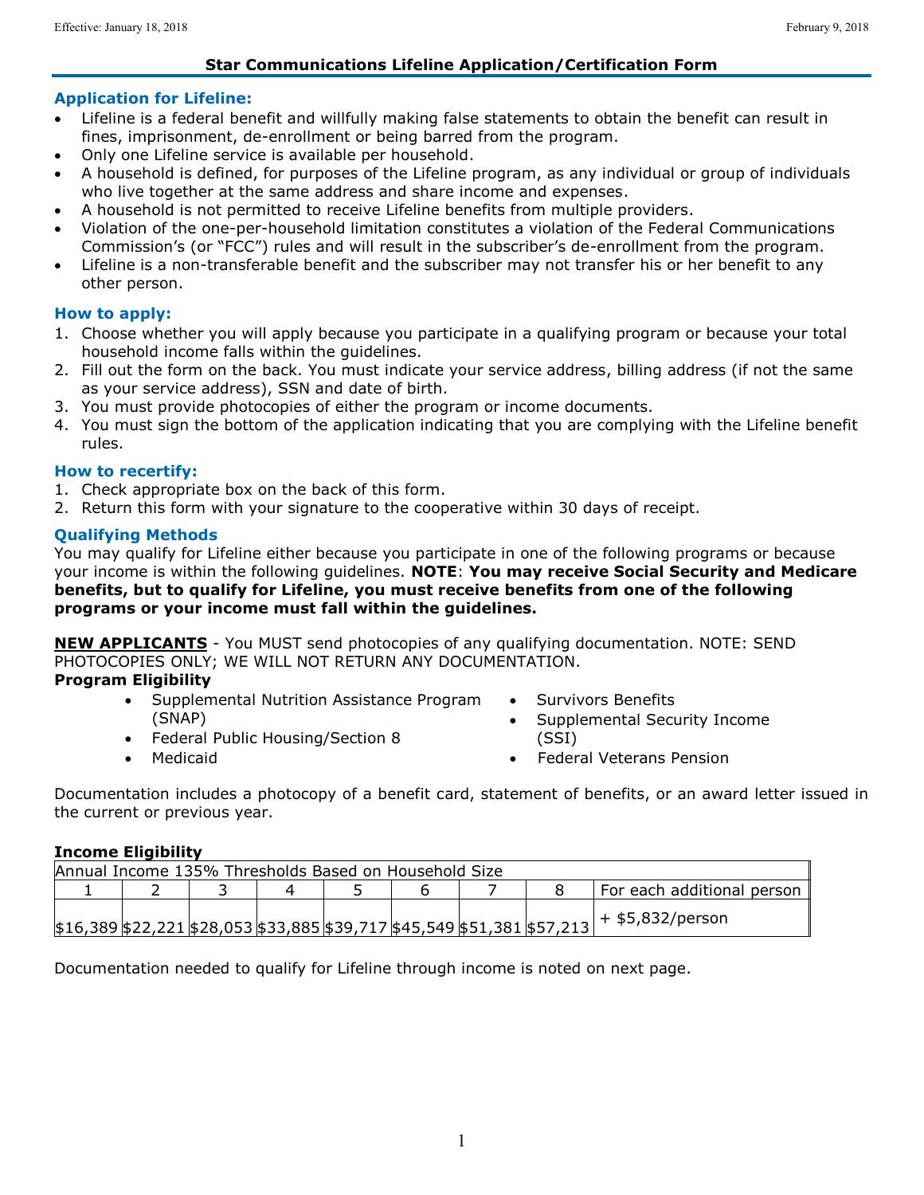## Star Communications Lifeline Application/Certification Form

### Application for Lifeline:

- Lifeline is a federal benefit and willfully making false statements to obtain the benefit can result in fines, imprisonment, de-enrollment or being barred from the program.
- Only one Lifeline service is available per household.
- A household is defined, for purposes of the Lifeline program, as any individual or group of individuals who live together at the same address and share income and expenses.
- A household is not permitted to receive Lifeline benefits from multiple providers.
- Violation of the one-per-household limitation constitutes a violation of the Federal Communications Commission's (or "FCC") rules and will result in the subscriber's de-enrollment from the program.
- Lifeline is a non-transferable benefit and the subscriber may not transfer his or her benefit to any other person.

### How to apply:

1. Choose whether you will apply because you participate in a qualifying program or because your total household income falls within the guidelines.
2. Fill out the form on the back. You must indicate your service address, billing address (if not the same as your service address), SSN and date of birth.
3. You must provide photocopies of either the program or income documents.
4. You must sign the bottom of the application indicating that you are complying with the Lifeline benefit rules.

### How to recertify:

1. Check appropriate box on the back of this form.
2. Return this form with your signature to the cooperative within 30 days of receipt.

### Qualifying Methods

You may qualify for Lifeline either because you participate in one of the following programs or because your income is within the following guidelines. **NOTE**: **You may receive Social Security and Medicare benefits, but to qualify for Lifeline, you must receive benefits from one of the following programs or your income must fall within the guidelines.**

**<u>NEW APPLICANTS</u>** - You MUST send photocopies of any qualifying documentation. NOTE: SEND PHOTOCOPIES ONLY; WE WILL NOT RETURN ANY DOCUMENTATION.

**Program Eligibility**

- Supplemental Nutrition Assistance Program (SNAP)
- Federal Public Housing/Section 8
- Medicaid
- Survivors Benefits
- Supplemental Security Income (SSI)
- Federal Veterans Pension

Documentation includes a photocopy of a benefit card, statement of benefits, or an award letter issued in the current or previous year.

**Income Eligibility**

| Annual Income 135% Thresholds Based on Household Size | | | | | | | | |
|---|---|---|---|---|---|---|---|---|
| 1 | 2 | 3 | 4 | 5 | 6 | 7 | 8 | For each additional person |
| $16,389 | $22,221 | $28,053 | $33,885 | $39,717 | $45,549 | $51,381 | $57,213 | + $5,832/person |

Documentation needed to qualify for Lifeline through income is noted on next page.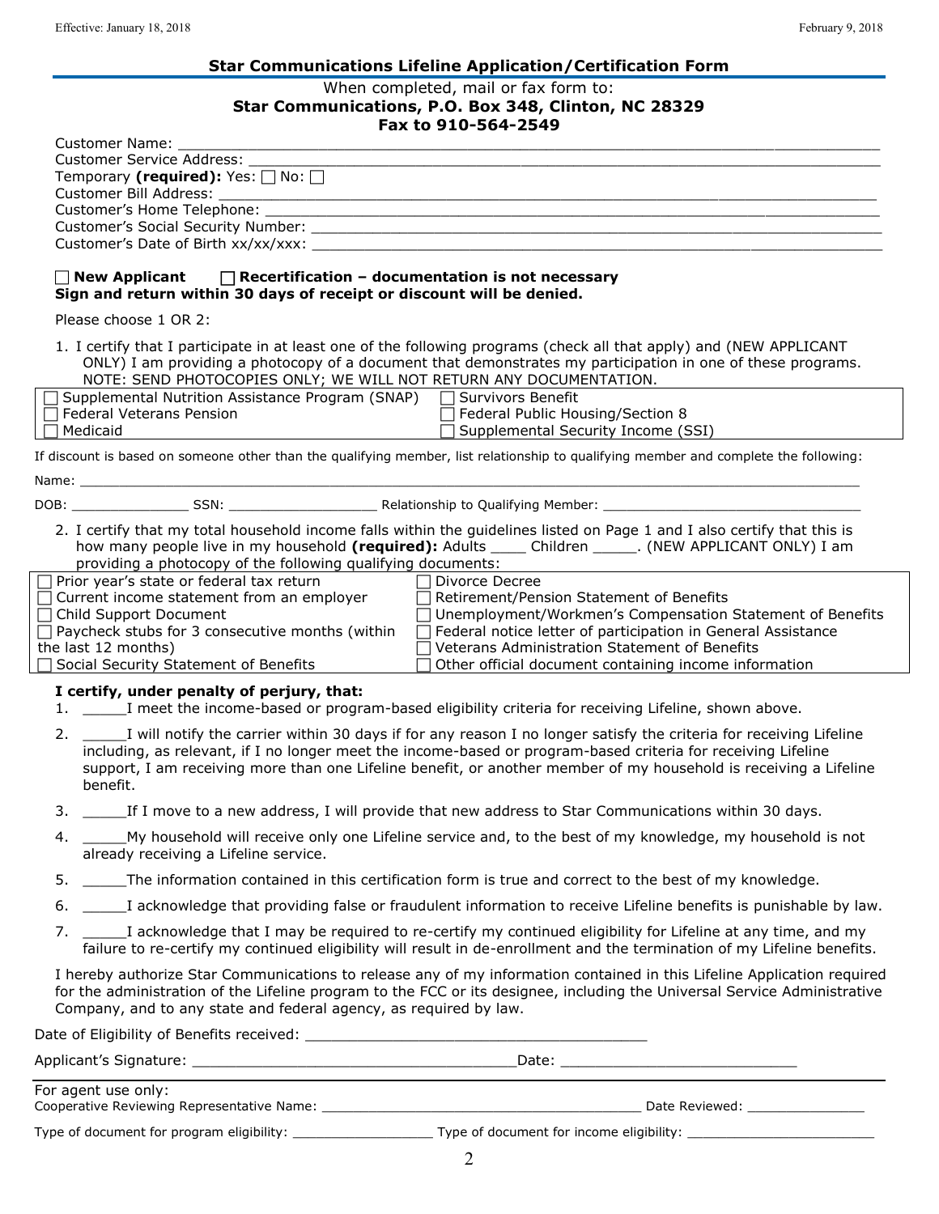## Star Communications Lifeline Application/Certification Form

When completed, mail or fax form to:
**Star Communications, P.O. Box 348, Clinton, NC 28329**
**Fax to 910-564-2549**

Customer Name: ______________________________________________
Customer Service Address: ______________________________________________
Temporary **(required):** Yes: ☐ No: ☐
Customer Bill Address: ______________________________________________
Customer's Home Telephone: ______________________________________________
Customer's Social Security Number: ______________________________________________
Customer's Date of Birth xx/xx/xxx: ______________________________________________

☐ **New Applicant** ☐ **Recertification – documentation is not necessary**
**Sign and return within 30 days of receipt or discount will be denied.**

Please choose 1 OR 2:

1. I certify that I participate in at least one of the following programs (check all that apply) and (NEW APPLICANT ONLY) I am providing a photocopy of a document that demonstrates my participation in one of these programs. NOTE: SEND PHOTOCOPIES ONLY; WE WILL NOT RETURN ANY DOCUMENTATION.

| | |
|---|---|
| ☐ Supplemental Nutrition Assistance Program (SNAP) | ☐ Survivors Benefit |
| ☐ Federal Veterans Pension | ☐ Federal Public Housing/Section 8 |
| ☐ Medicaid | ☐ Supplemental Security Income (SSI) |

If discount is based on someone other than the qualifying member, list relationship to qualifying member and complete the following:

Name: ______________________________________________

DOB: _______________ SSN: ___________________ Relationship to Qualifying Member: ______________________

2. I certify that my total household income falls within the guidelines listed on Page 1 and I also certify that this is how many people live in my household **(required):** Adults ____ Children _____. (NEW APPLICANT ONLY) I am providing a photocopy of the following qualifying documents:

| | |
|---|---|
| ☐ Prior year's state or federal tax return | ☐ Divorce Decree |
| ☐ Current income statement from an employer | ☐ Retirement/Pension Statement of Benefits |
| ☐ Child Support Document | ☐ Unemployment/Workmen's Compensation Statement of Benefits |
| ☐ Paycheck stubs for 3 consecutive months (within the last 12 months) | ☐ Federal notice letter of participation in General Assistance |
| | ☐ Veterans Administration Statement of Benefits |
| ☐ Social Security Statement of Benefits | ☐ Other official document containing income information |

**I certify, under penalty of perjury, that:**

1. _____I meet the income-based or program-based eligibility criteria for receiving Lifeline, shown above.
2. _____I will notify the carrier within 30 days if for any reason I no longer satisfy the criteria for receiving Lifeline including, as relevant, if I no longer meet the income-based or program-based criteria for receiving Lifeline support, I am receiving more than one Lifeline benefit, or another member of my household is receiving a Lifeline benefit.
3. _____If I move to a new address, I will provide that new address to Star Communications within 30 days.
4. _____My household will receive only one Lifeline service and, to the best of my knowledge, my household is not already receiving a Lifeline service.
5. _____The information contained in this certification form is true and correct to the best of my knowledge.
6. _____I acknowledge that providing false or fraudulent information to receive Lifeline benefits is punishable by law.
7. _____I acknowledge that I may be required to re-certify my continued eligibility for Lifeline at any time, and my failure to re-certify my continued eligibility will result in de-enrollment and the termination of my Lifeline benefits.

I hereby authorize Star Communications to release any of my information contained in this Lifeline Application required for the administration of the Lifeline program to the FCC or its designee, including the Universal Service Administrative Company, and to any state and federal agency, as required by law.

Date of Eligibility of Benefits received: ________________________________

Applicant's Signature: ______________________________ Date: ______________________

For agent use only:
Cooperative Reviewing Representative Name: ______________________________ Date Reviewed: _______________

Type of document for program eligibility: __________________ Type of document for income eligibility: ______________________